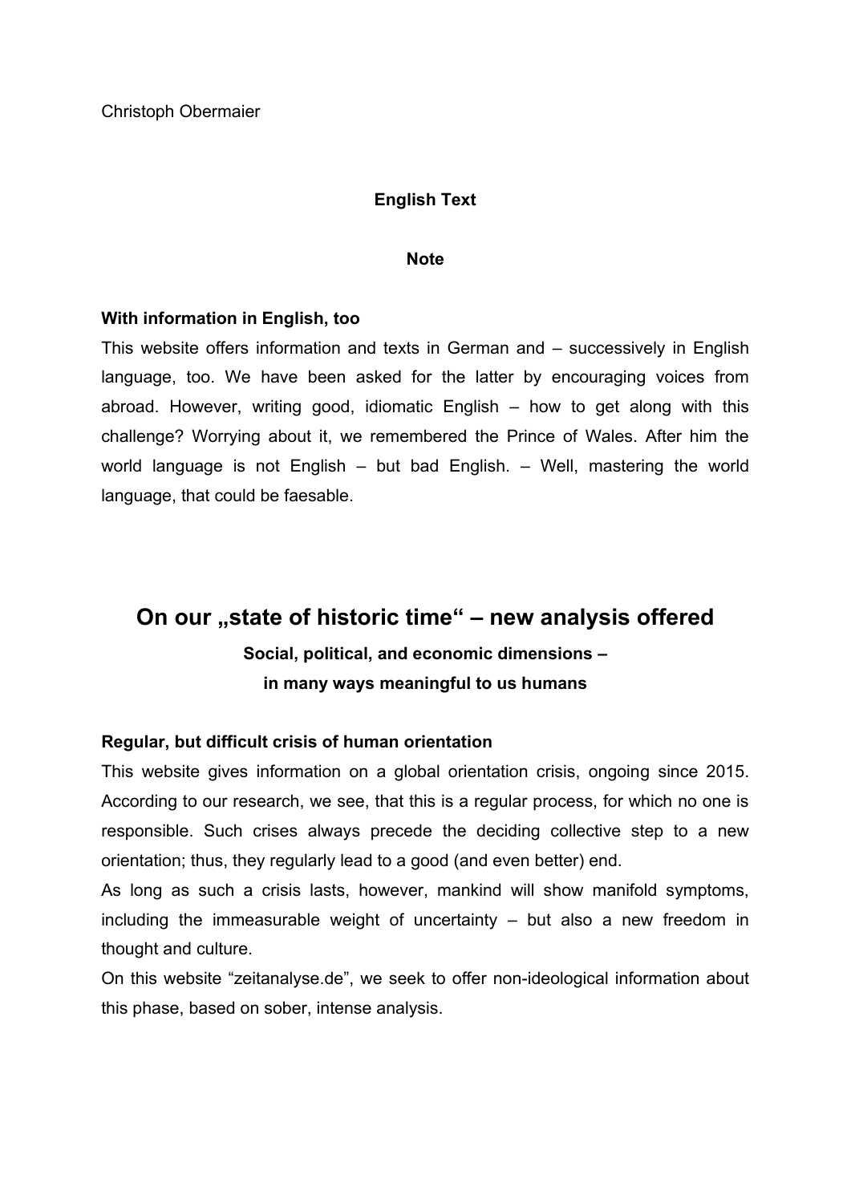Christoph Obermaier

**English Text**

**Note**

**With information in English, too**

This website offers information and texts in German and – successively in English language, too. We have been asked for the latter by encouraging voices from abroad. However, writing good, idiomatic English – how to get along with this challenge? Worrying about it, we remembered the Prince of Wales. After him the world language is not English – but bad English. – Well, mastering the world language, that could be faesable.

# On our „state of historic time" – new analysis offered

**Social, political, and economic dimensions –**
**in many ways meaningful to us humans**

**Regular, but difficult crisis of human orientation**

This website gives information on a global orientation crisis, ongoing since 2015. According to our research, we see, that this is a regular process, for which no one is responsible. Such crises always precede the deciding collective step to a new orientation; thus, they regularly lead to a good (and even better) end.

As long as such a crisis lasts, however, mankind will show manifold symptoms, including the immeasurable weight of uncertainty – but also a new freedom in thought and culture.

On this website "zeitanalyse.de", we seek to offer non-ideological information about this phase, based on sober, intense analysis.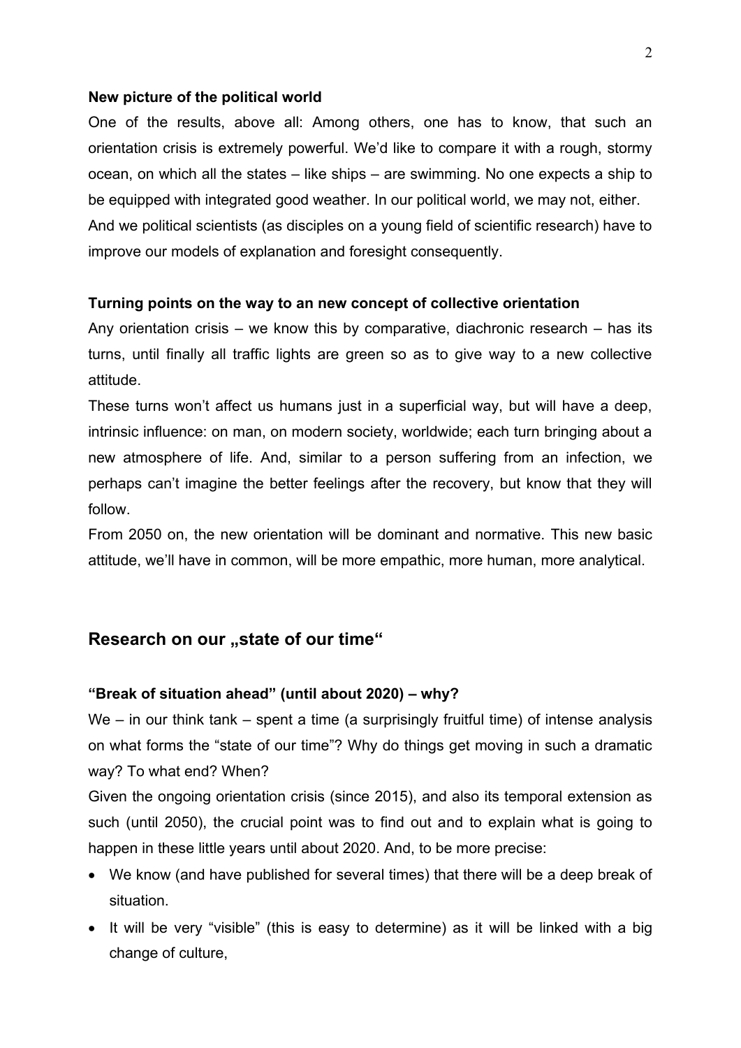**New picture of the political world**

One of the results, above all: Among others, one has to know, that such an orientation crisis is extremely powerful. We'd like to compare it with a rough, stormy ocean, on which all the states – like ships – are swimming. No one expects a ship to be equipped with integrated good weather. In our political world, we may not, either. And we political scientists (as disciples on a young field of scientific research) have to improve our models of explanation and foresight consequently.

**Turning points on the way to an new concept of collective orientation**

Any orientation crisis – we know this by comparative, diachronic research – has its turns, until finally all traffic lights are green so as to give way to a new collective attitude.

These turns won't affect us humans just in a superficial way, but will have a deep, intrinsic influence: on man, on modern society, worldwide; each turn bringing about a new atmosphere of life. And, similar to a person suffering from an infection, we perhaps can't imagine the better feelings after the recovery, but know that they will follow.

From 2050 on, the new orientation will be dominant and normative. This new basic attitude, we'll have in common, will be more empathic, more human, more analytical.

## Research on our „state of our time“

**“Break of situation ahead” (until about 2020) – why?**

We – in our think tank – spent a time (a surprisingly fruitful time) of intense analysis on what forms the “state of our time”? Why do things get moving in such a dramatic way? To what end? When?

Given the ongoing orientation crisis (since 2015), and also its temporal extension as such (until 2050), the crucial point was to find out and to explain what is going to happen in these little years until about 2020. And, to be more precise:

- We know (and have published for several times) that there will be a deep break of situation.
- It will be very “visible” (this is easy to determine) as it will be linked with a big change of culture,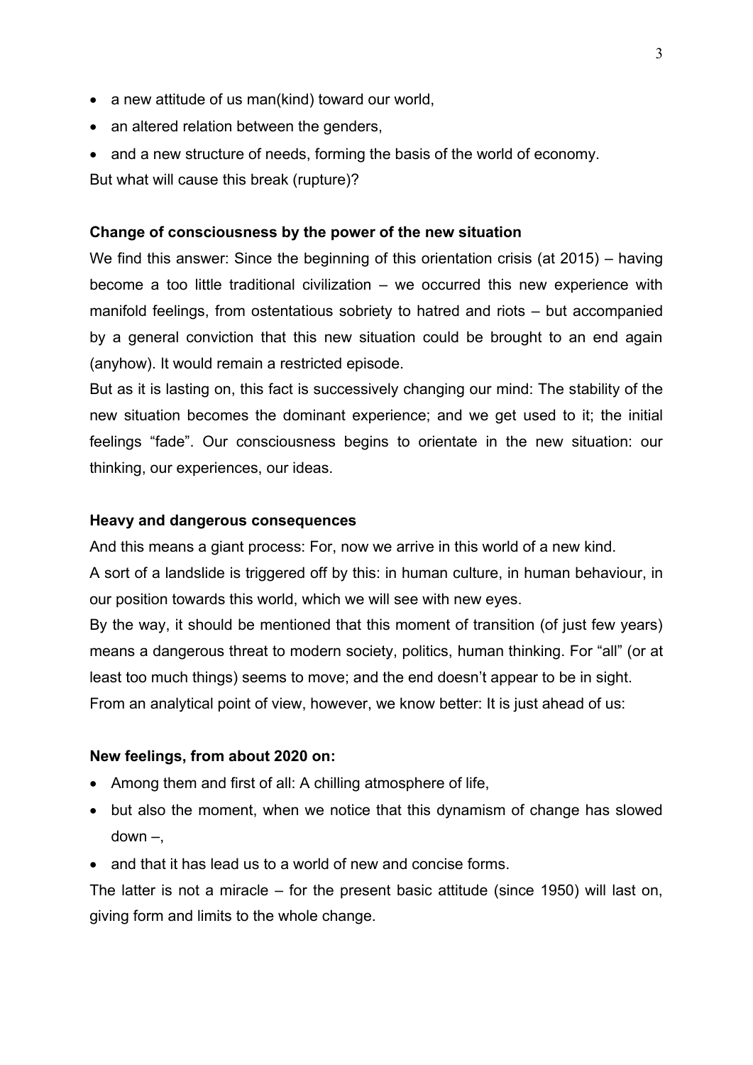- a new attitude of us man(kind) toward our world,
- an altered relation between the genders,
- and a new structure of needs, forming the basis of the world of economy.

But what will cause this break (rupture)?

**Change of consciousness by the power of the new situation**

We find this answer: Since the beginning of this orientation crisis (at 2015) – having become a too little traditional civilization – we occurred this new experience with manifold feelings, from ostentatious sobriety to hatred and riots – but accompanied by a general conviction that this new situation could be brought to an end again (anyhow). It would remain a restricted episode.

But as it is lasting on, this fact is successively changing our mind: The stability of the new situation becomes the dominant experience; and we get used to it; the initial feelings "fade". Our consciousness begins to orientate in the new situation: our thinking, our experiences, our ideas.

**Heavy and dangerous consequences**

And this means a giant process: For, now we arrive in this world of a new kind.

A sort of a landslide is triggered off by this: in human culture, in human behaviour, in our position towards this world, which we will see with new eyes.

By the way, it should be mentioned that this moment of transition (of just few years) means a dangerous threat to modern society, politics, human thinking. For "all" (or at least too much things) seems to move; and the end doesn't appear to be in sight.

From an analytical point of view, however, we know better: It is just ahead of us:

**New feelings, from about 2020 on:**

- Among them and first of all: A chilling atmosphere of life,
- but also the moment, when we notice that this dynamism of change has slowed down –,
- and that it has lead us to a world of new and concise forms.

The latter is not a miracle – for the present basic attitude (since 1950) will last on, giving form and limits to the whole change.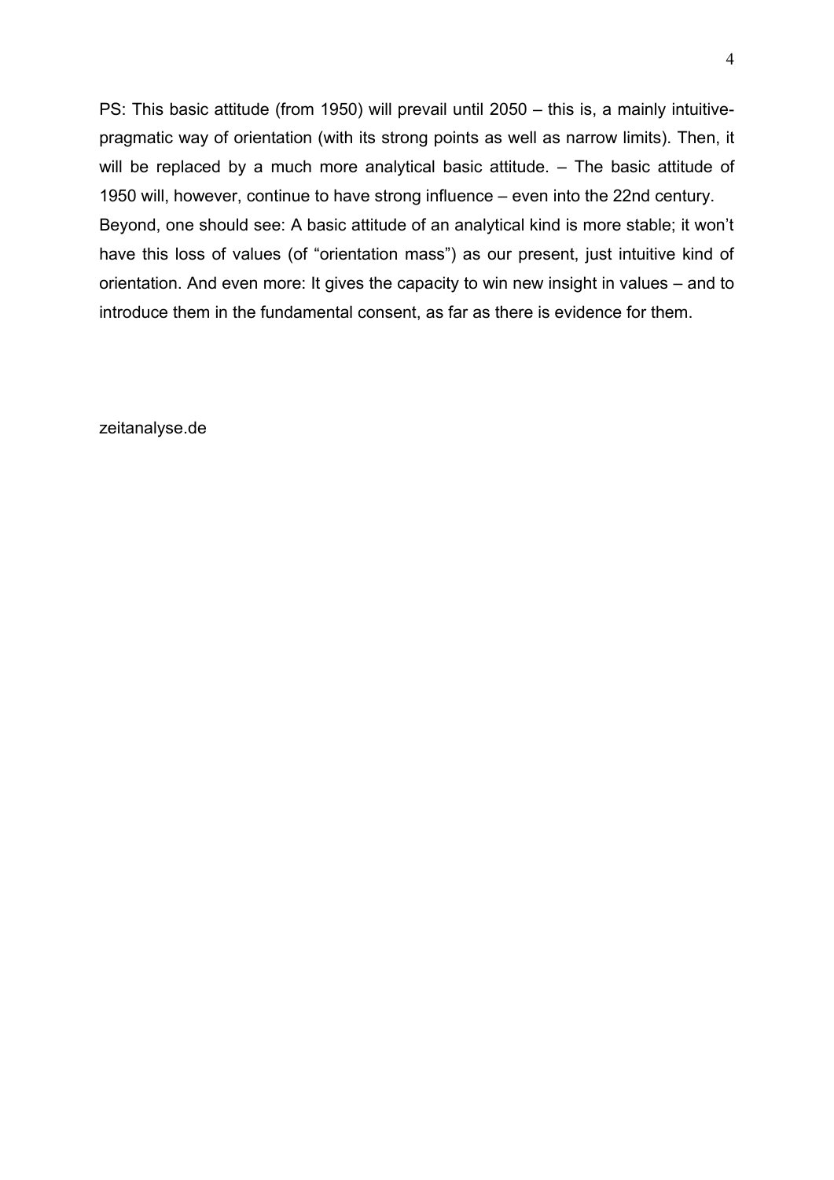PS: This basic attitude (from 1950) will prevail until 2050 – this is, a mainly intuitive-pragmatic way of orientation (with its strong points as well as narrow limits). Then, it will be replaced by a much more analytical basic attitude. – The basic attitude of 1950 will, however, continue to have strong influence – even into the 22nd century.
Beyond, one should see: A basic attitude of an analytical kind is more stable; it won't have this loss of values (of "orientation mass") as our present, just intuitive kind of orientation. And even more: It gives the capacity to win new insight in values – and to introduce them in the fundamental consent, as far as there is evidence for them.

zeitanalyse.de